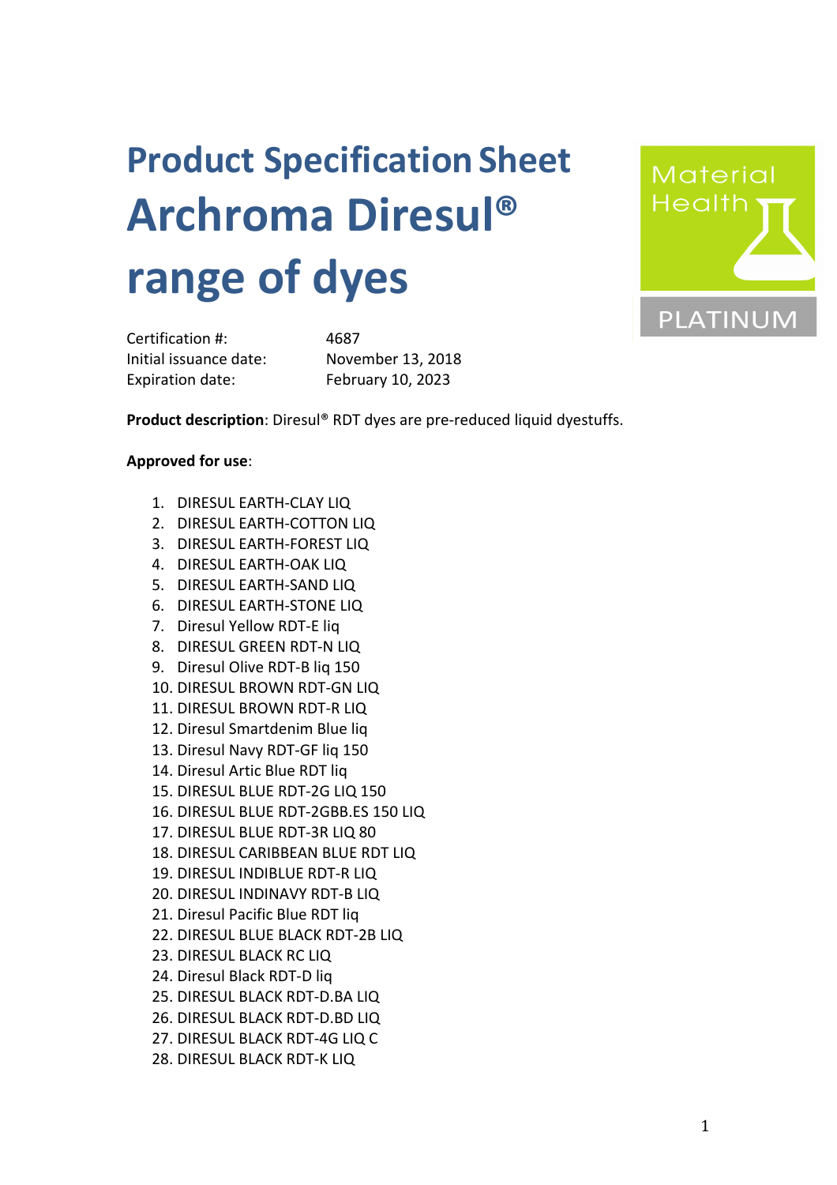# Product Specification Sheet

# Archroma Diresul® range of dyes

Material Health PLATINUM

| | |
|---|---|
| Certification #: | 4687 |
| Initial issuance date: | November 13, 2018 |
| Expiration date: | February 10, 2023 |

**Product description**: Diresul® RDT dyes are pre-reduced liquid dyestuffs.

**Approved for use**:

1. DIRESUL EARTH-CLAY LIQ
2. DIRESUL EARTH-COTTON LIQ
3. DIRESUL EARTH-FOREST LIQ
4. DIRESUL EARTH-OAK LIQ
5. DIRESUL EARTH-SAND LIQ
6. DIRESUL EARTH-STONE LIQ
7. Diresul Yellow RDT-E liq
8. DIRESUL GREEN RDT-N LIQ
9. Diresul Olive RDT-B liq 150
10. DIRESUL BROWN RDT-GN LIQ
11. DIRESUL BROWN RDT-R LIQ
12. Diresul Smartdenim Blue liq
13. Diresul Navy RDT-GF liq 150
14. Diresul Artic Blue RDT liq
15. DIRESUL BLUE RDT-2G LIQ 150
16. DIRESUL BLUE RDT-2GBB.ES 150 LIQ
17. DIRESUL BLUE RDT-3R LIQ 80
18. DIRESUL CARIBBEAN BLUE RDT LIQ
19. DIRESUL INDIBLUE RDT-R LIQ
20. DIRESUL INDINAVY RDT-B LIQ
21. Diresul Pacific Blue RDT liq
22. DIRESUL BLUE BLACK RDT-2B LIQ
23. DIRESUL BLACK RC LIQ
24. Diresul Black RDT-D liq
25. DIRESUL BLACK RDT-D.BA LIQ
26. DIRESUL BLACK RDT-D.BD LIQ
27. DIRESUL BLACK RDT-4G LIQ C
28. DIRESUL BLACK RDT-K LIQ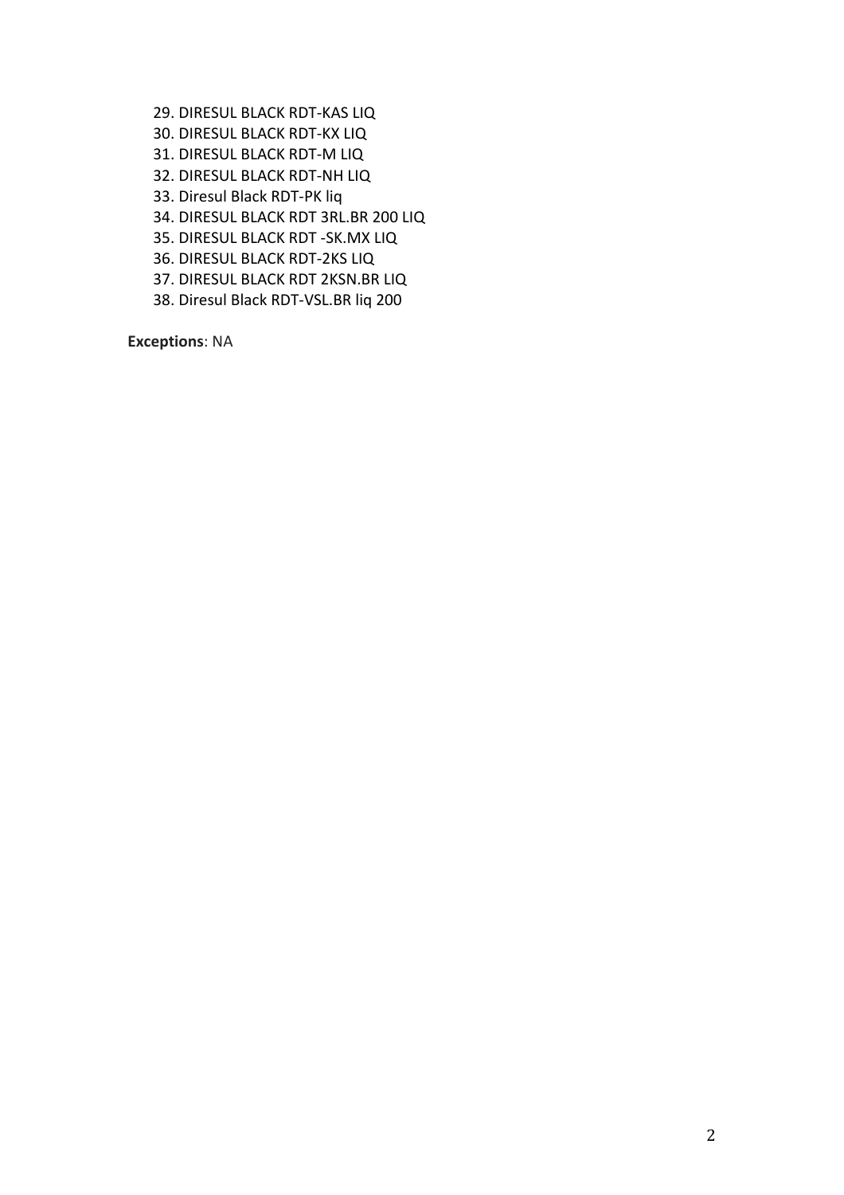29. DIRESUL BLACK RDT-KAS LIQ
30. DIRESUL BLACK RDT-KX LIQ
31. DIRESUL BLACK RDT-M LIQ
32. DIRESUL BLACK RDT-NH LIQ
33. Diresul Black RDT-PK liq
34. DIRESUL BLACK RDT 3RL.BR 200 LIQ
35. DIRESUL BLACK RDT -SK.MX LIQ
36. DIRESUL BLACK RDT-2KS LIQ
37. DIRESUL BLACK RDT 2KSN.BR LIQ
38. Diresul Black RDT-VSL.BR liq 200

**Exceptions**: NA